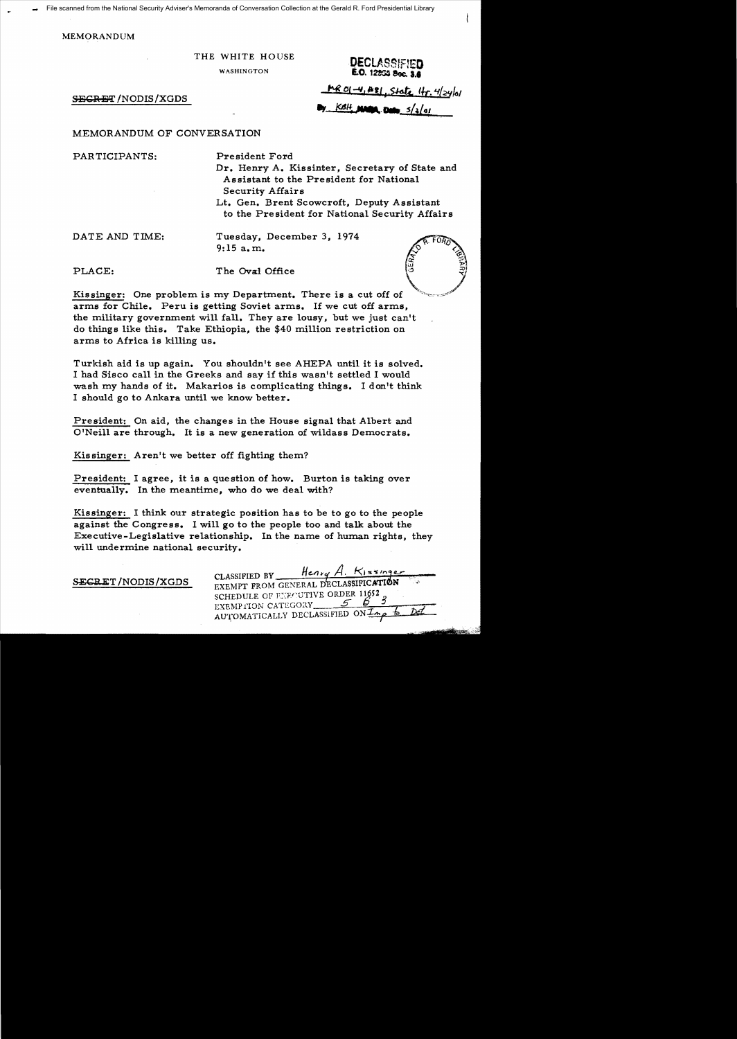File scanned from the National Security Adviser's Memoranda of Conversation Collection at the Gerald R. Ford Presidential Library

MEMORANDUM

THE WHITE HOUSE

WASHINGTON

DECLASSIFIED
E.O. 12958 Sec. 3.6
MR 01-4, #81; State ltr. 4/24/01
By KBH NARA, Date 5/3/01

~~SECRET~~/NODIS/XGDS

MEMORANDUM OF CONVERSATION

PARTICIPANTS: President Ford
Dr. Henry A. Kissinter, Secretary of State and Assistant to the President for National Security Affairs
Lt. Gen. Brent Scowcroft, Deputy Assistant to the President for National Security Affairs

DATE AND TIME: Tuesday, December 3, 1974
9:15 a.m.

PLACE: The Oval Office

Kissinger: One problem is my Department. There is a cut off of arms for Chile. Peru is getting Soviet arms. If we cut off arms, the military government will fall. They are lousy, but we just can't do things like this. Take Ethiopia, the $40 million restriction on arms to Africa is killing us.

Turkish aid is up again. You shouldn't see AHEPA until it is solved. I had Sisco call in the Greeks and say if this wasn't settled I would wash my hands of it. Makarios is complicating things. I don't think I should go to Ankara until we know better.

President: On aid, the changes in the House signal that Albert and O'Neill are through. It is a new generation of wildass Democrats.

Kissinger: Aren't we better off fighting them?

President: I agree, it is a question of how. Burton is taking over eventually. In the meantime, who do we deal with?

Kissinger: I think our strategic position has to be to go to the people against the Congress. I will go to the people too and talk about the Executive-Legislative relationship. In the name of human rights, they will undermine national security.

~~SECRET~~/NODIS/XGDS

CLASSIFIED BY Henry A. Kissinger
EXEMPT FROM GENERAL DECLASSIFICATION
SCHEDULE OF EXECUTIVE ORDER 11652
EXEMPTION CATEGORY 5 B 3
AUTOMATICALLY DECLASSIFIED ON Imp to Det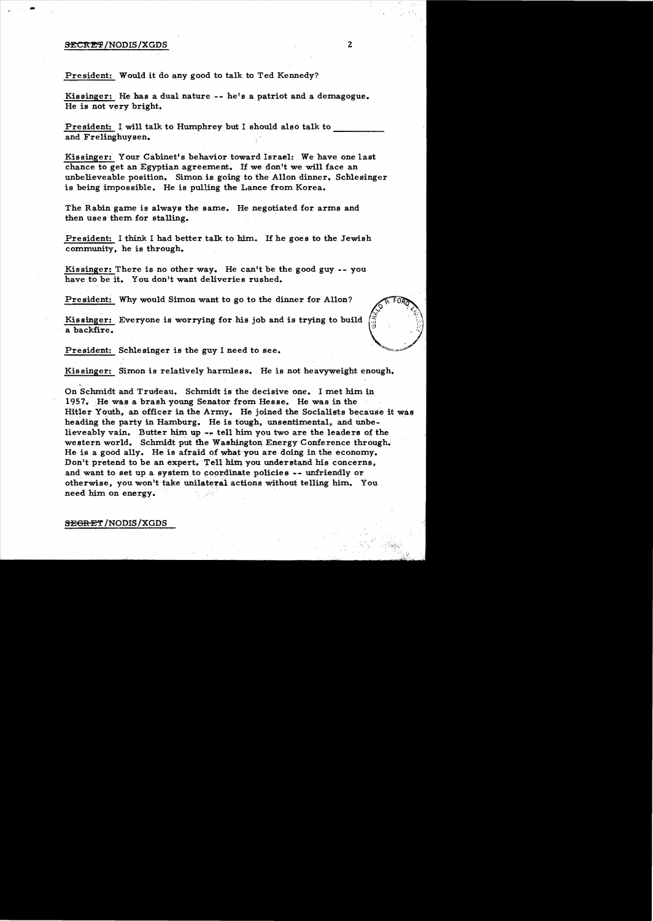President: Would it do any good to talk to Ted Kennedy?

Kissinger: He has a dual nature -- he's a patriot and a demagogue. He is not very bright.

President: I will talk to Humphrey but I should also talk to __________ and Frelinghuysen.

Kissinger: Your Cabinet's behavior toward Israel: We have one last chance to get an Egyptian agreement. If we don't we will face an unbelieveable position. Simon is going to the Allon dinner. Schlesinger is being impossible. He is pulling the Lance from Korea.

The Rabin game is always the same. He negotiated for arms and then uses them for stalling.

President: I think I had better talk to him. If he goes to the Jewish community, he is through.

Kissinger: There is no other way. He can't be the good guy -- you have to be it. You don't want deliveries rushed.

President: Why would Simon want to go to the dinner for Allon?

Kissinger: Everyone is worrying for his job and is trying to build a backfire.

President: Schlesinger is the guy I need to see.

Kissinger: Simon is relatively harmless. He is not heavyweight enough.

On Schmidt and Trudeau. Schmidt is the decisive one. I met him in 1957. He was a brash young Senator from Hesse. He was in the Hitler Youth, an officer in the Army. He joined the Socialists because it was heading the party in Hamburg. He is tough, unsentimental, and unbelieveably vain. Butter him up -- tell him you two are the leaders of the western world. Schmidt put the Washington Energy Conference through. He is a good ally. He is afraid of what you are doing in the economy. Don't pretend to be an expert. Tell him you understand his concerns, and want to set up a system to coordinate policies -- unfriendly or otherwise, you won't take unilateral actions without telling him. You need him on energy.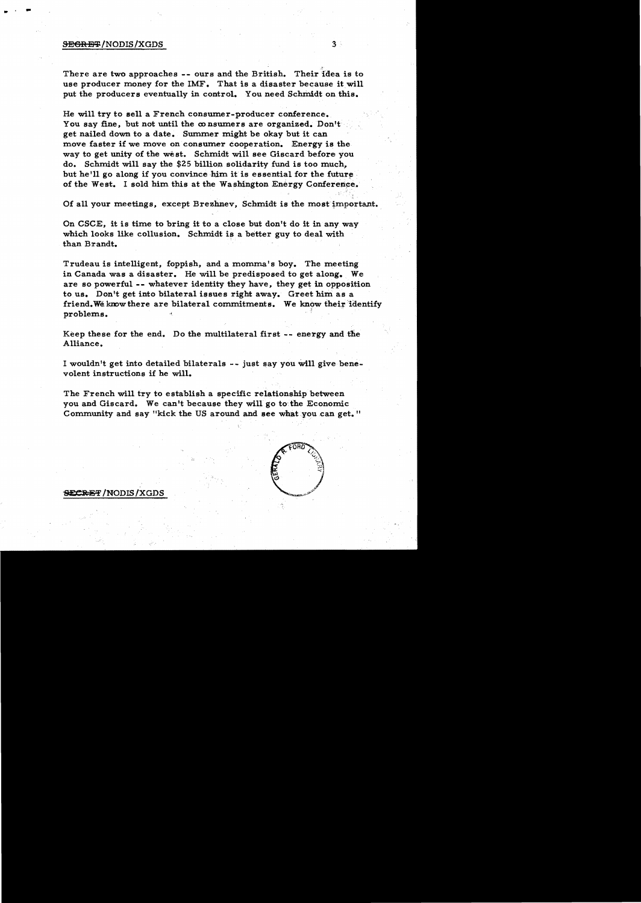There are two approaches -- ours and the British. Their idea is to use producer money for the IMF. That is a disaster because it will put the producers eventually in control. You need Schmidt on this.

He will try to sell a French consumer-producer conference. You say fine, but not until the consumers are organized. Don't get nailed down to a date. Summer might be okay but it can move faster if we move on consumer cooperation. Energy is the way to get unity of the west. Schmidt will see Giscard before you do. Schmidt will say the $25 billion solidarity fund is too much, but he'll go along if you convince him it is essential for the future of the West. I sold him this at the Washington Energy Conference.

Of all your meetings, except Brezhnev, Schmidt is the most important.

On CSCE, it is time to bring it to a close but don't do it in any way which looks like collusion. Schmidt is a better guy to deal with than Brandt.

Trudeau is intelligent, foppish, and a momma's boy. The meeting in Canada was a disaster. He will be predisposed to get along. We are so powerful -- whatever identity they have, they get in opposition to us. Don't get into bilateral issues right away. Greet him as a friend. We know there are bilateral commitments. We know their identify problems.

Keep these for the end. Do the multilateral first -- energy and the Alliance.

I wouldn't get into detailed bilaterals -- just say you will give benevolent instructions if he will.

The French will try to establish a specific relationship between you and Giscard. We can't because they will go to the Economic Community and say "kick the US around and see what you can get."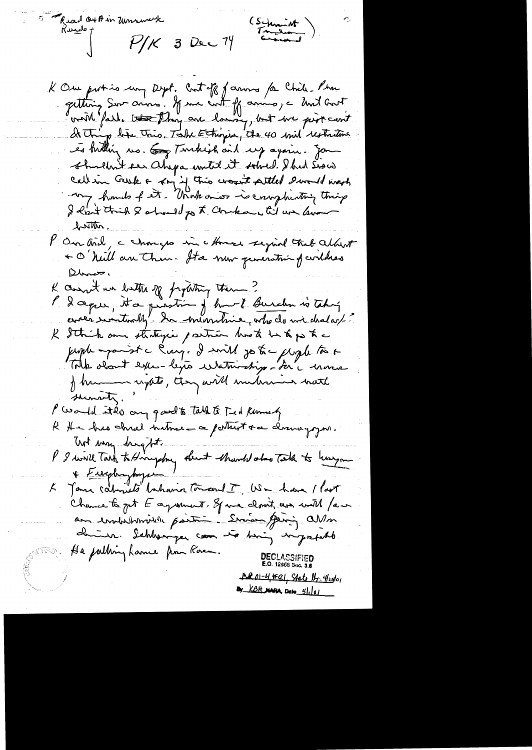Read $O+A$ in Zumwalt

Rumsfeld

(Schmidt
Trudeau
Connally)

P/K 3 Dec 74

K One problem in my Dept. Cut off of arms for Chile. Peru getting Sov arms. If we cut off arms, the Chile Govt will fall. ~~They~~ They are lousy, but we just can't do things like this. Take Ethiopia, the 40 mil restriction is killing us. ~~Greek~~ Turkish aid up again. You shouldn't see Ahepa until it solved. I had Sisco call in Greek & say if this wasn't settled I would wash my hands of it. Workers is conspiratorial thing. I don't think I should go to Ankara til we know better.

P On aid, the change in the House signal that Albert & O'Neill are through. It's a new generation of wild ones.

K Aren't we better off fighting them?

P I agree, it's a question of how the burden is taking ~~care~~ care eventually. In meantime, who do we deal w/?

K I think our strategic position has to be to go to the people against the Cong. I will go to the people too & talk about ex-leftist relationships - for the views of human rights, they will undermine natl security.

P Would it do any good to talk to Ted Kennedy

K He has dual nature - a patriot & a demagogue. Not very bright.

P I will talk to Humphrey but should also talk to Jackson & Fulbright

K Your cabinet's behavior toward T. We have 1 last chance to get E agreement. If we don't, we will face an unbelievable position. Simon giving A/V on ~~doing~~. Schlesinger com is being ungrateful. He pulling Lance from Korea.

DECLASSIFIED
E.O. 12958 Sec. 3.6
MR 01-4, #81; State Ltr. 4/24/01
By KBH NARA, Date 5/1/01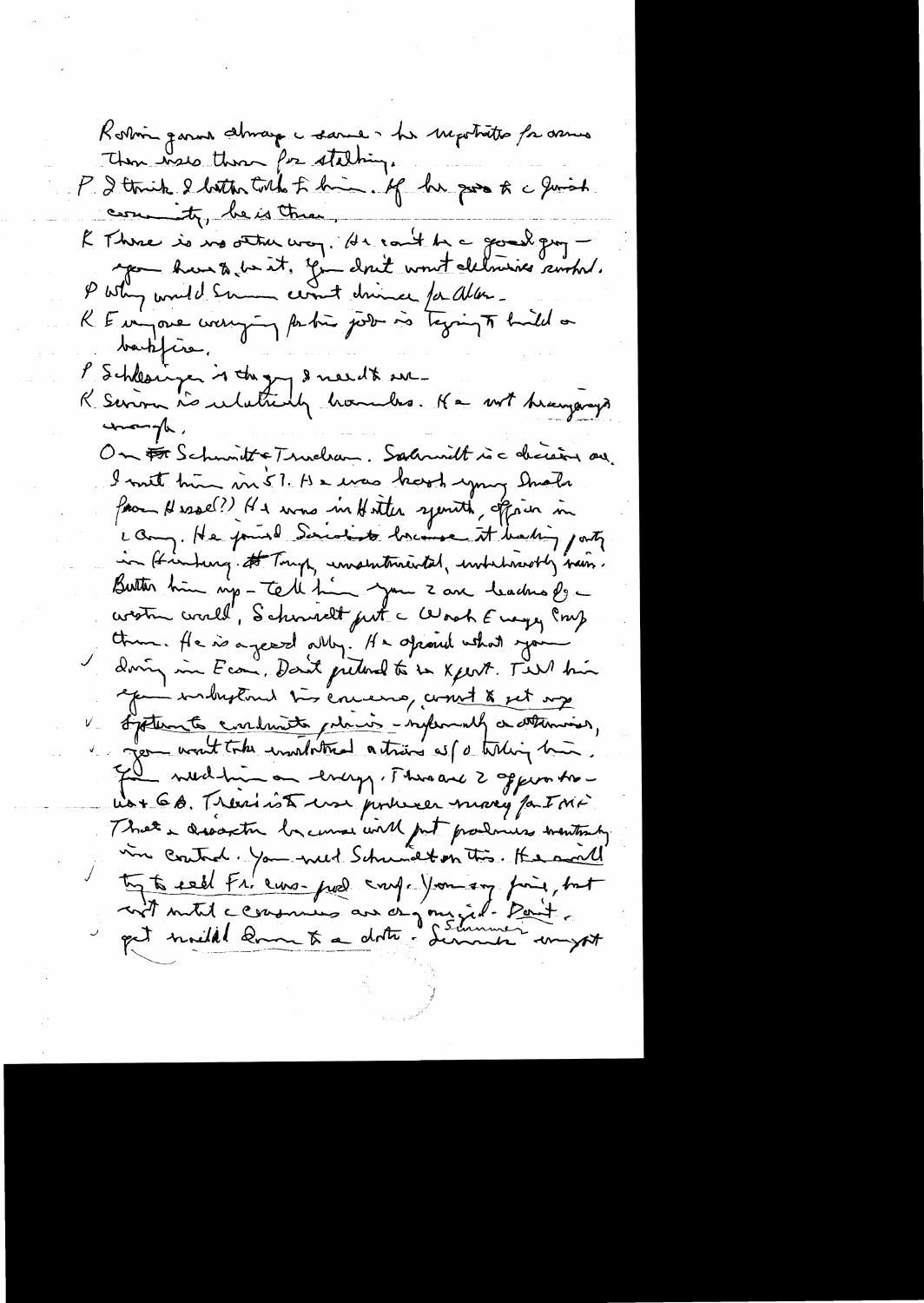Rabin gains always a same - he negotiates for arms. Then uses them for stalling.

P I think I better talk to him. If he goes to a Jewish community, he is there.

K There is no other way. He can't be a good guy — you have to be it. You don't want deliveries sucked.

P Why would Simon want drive for Allon.

K Everyone worrying for his job is trying to build a backfire.

P Schlesinger is the guy I need to see.

K Simon is relatively harmless. He not heavyweight enough.

On Schmidt & Trudeau. Schmidt is a decisive one. I met him in '57. He was hard young Social from Hessel(?) He was in Hitler youth, officer in a Army. He joined Socialists because it leading party in Hamburg. Tough, unsentimental, unbelievably vain. Butter him up - Tell him you 2 are leaders of western world, Schmidt put a World Energy Group there. He is a great ally. He afraid what you doing in Econ. Don't pretend to be expert. Tell him you understand his concerns, want to set up system to coordinate policies - informally or otherwise, you won't take unilateral actions w/o talking him. You need him on energy. There are 2 opponents - US + GB. There is to use producer money for IMF. That a disaster because will put producers eventually in control. You need Schmidt on this. He will try to sell Fr. cons-prod conf. You say fine, but not until consumers are organized. Don't get roiled down to a date. Summit uncept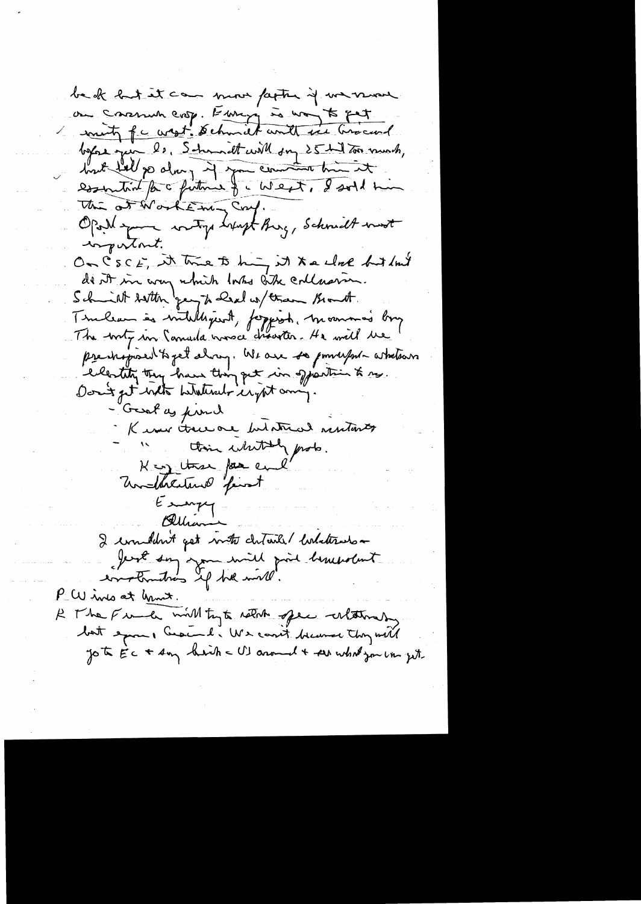back but it can move faster if we move on Common Crop. Energy is way to get unity of the west. Schmidt won't see Giscard before you do. Schmidt will say 25 bil too much, but he'll go along if you convince him it essential for the future of the West. I sold him this at Washington Energy Conf.

Opposition on Energy Agency, Schmidt most important.

On CSCE, it tried to bring it to a close but don't do it in way which looks like collusion.

Schmidt better you to deal w/ than Brandt.

Trudeau is intelligent, foppish, moronic boy. The unity in Canada worse disaster. He will be predisposed to get along. We are so powerful whatever identity they have they get in opposition to us.

Don't get into bilaterals except any.

- Great as friend
- Know there are bilateral irritants
- " these ultimately prob.

Keep these for end

Unthreatened first

Energy

Alliance

I wouldn't get into details / bilaterals — Just say you will give benevolent instructions if he will.

P.W. was at Hunt.

K The French will try to split off collaboration but agree Giscard. We can't because they will go to EC + say build a US around + see what you can get.